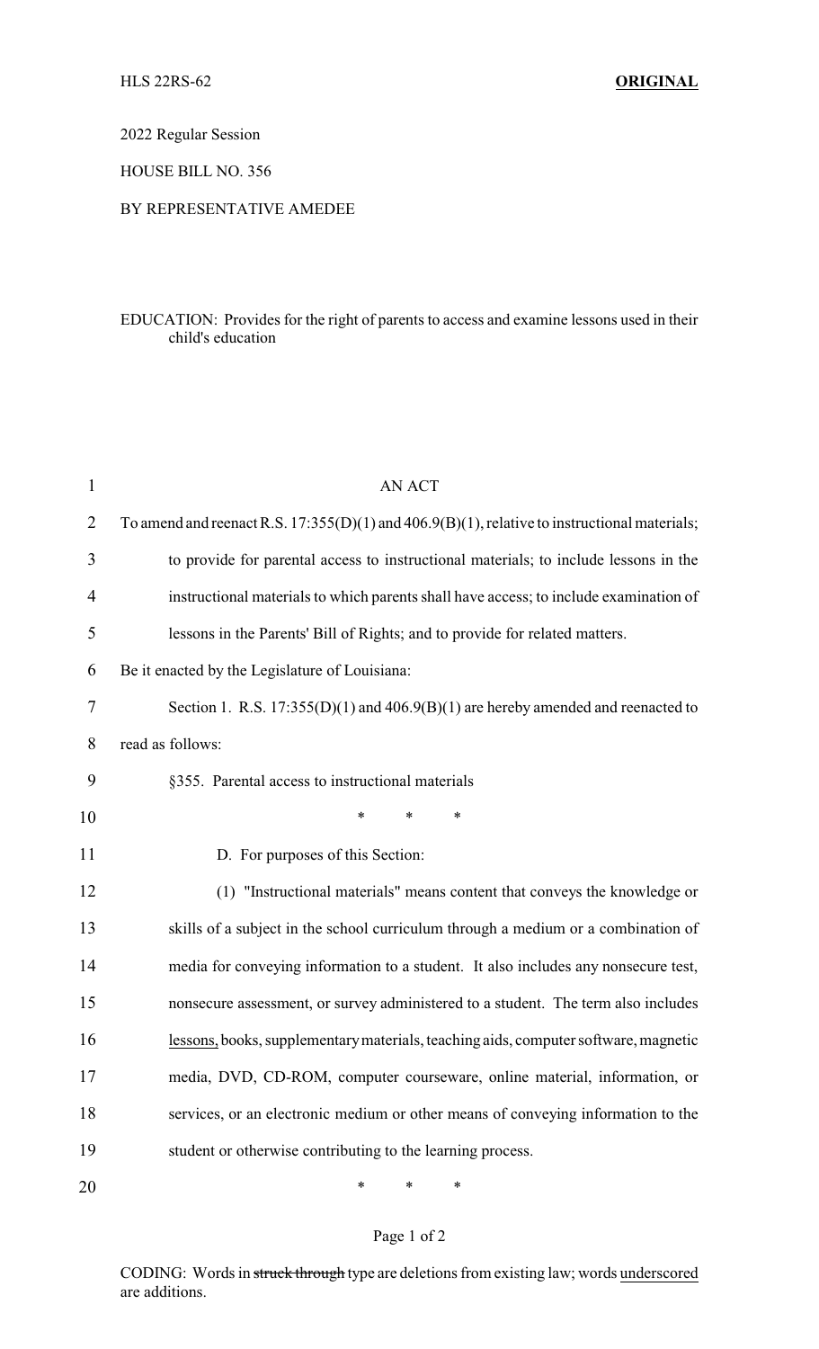HLS 22RS-62 **ORIGINAL**

2022 Regular Session

HOUSE BILL NO. 356

BY REPRESENTATIVE AMEDEE

EDUCATION: Provides for the right of parents to access and examine lessons used in their child's education

AN ACT

To amend and reenact R.S. 17:355(D)(1) and 406.9(B)(1), relative to instructional materials; to provide for parental access to instructional materials; to include lessons in the instructional materials to which parents shall have access; to include examination of lessons in the Parents' Bill of Rights; and to provide for related matters.

Be it enacted by the Legislature of Louisiana:

Section 1. R.S. 17:355(D)(1) and 406.9(B)(1) are hereby amended and reenacted to read as follows:

§355. Parental access to instructional materials

\* \* \*

D. For purposes of this Section:

(1) "Instructional materials" means content that conveys the knowledge or skills of a subject in the school curriculum through a medium or a combination of media for conveying information to a student. It also includes any nonsecure test, nonsecure assessment, or survey administered to a student. The term also includes <u>lessons,</u> books, supplementary materials, teaching aids, computer software, magnetic media, DVD, CD-ROM, computer courseware, online material, information, or services, or an electronic medium or other means of conveying information to the student or otherwise contributing to the learning process.

\* \* \*

CODING: Words in ~~struck through~~ type are deletions from existing law; words <u>underscored</u> are additions.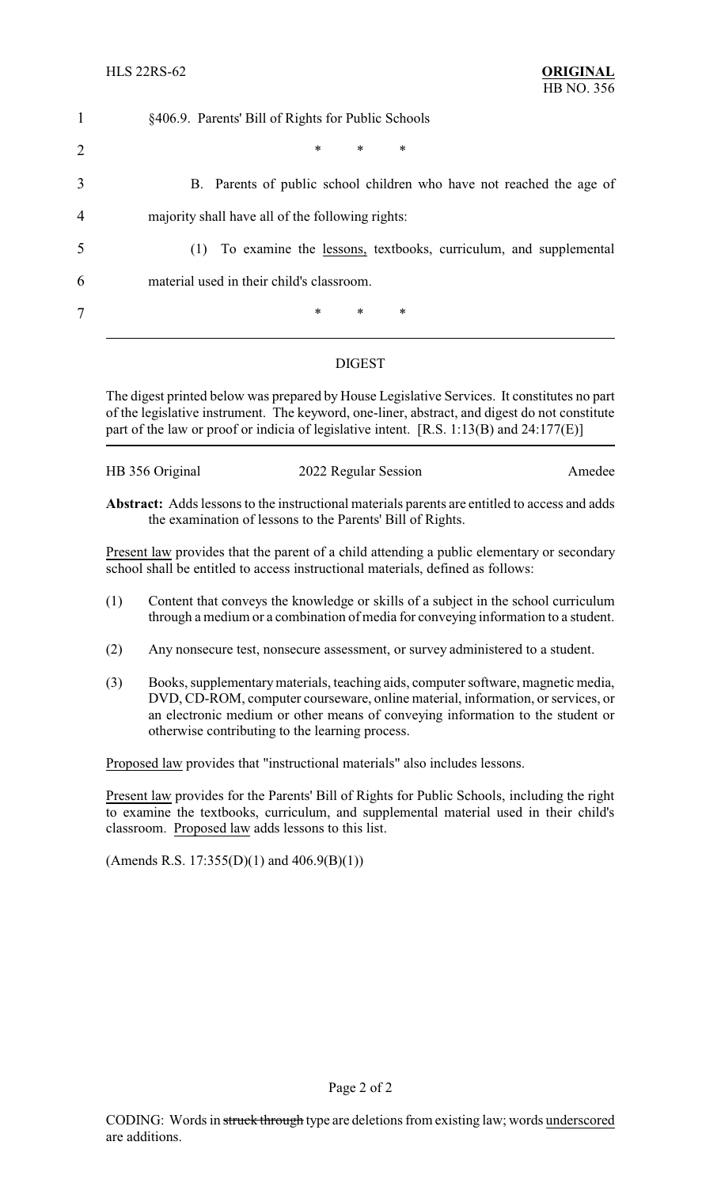§406.9. Parents' Bill of Rights for Public Schools

\* \* \*

B. Parents of public school children who have not reached the age of majority shall have all of the following rights:

(1) To examine the <u>lessons,</u> textbooks, curriculum, and supplemental material used in their child's classroom.

\* \* \*

## DIGEST

The digest printed below was prepared by House Legislative Services. It constitutes no part of the legislative instrument. The keyword, one-liner, abstract, and digest do not constitute part of the law or proof or indicia of legislative intent. [R.S. 1:13(B) and 24:177(E)]

| HB 356 Original | 2022 Regular Session | Amedee |
|---|---|---|

**Abstract:** Adds lessons to the instructional materials parents are entitled to access and adds the examination of lessons to the Parents' Bill of Rights.

<u>Present law</u> provides that the parent of a child attending a public elementary or secondary school shall be entitled to access instructional materials, defined as follows:

(1) Content that conveys the knowledge or skills of a subject in the school curriculum through a medium or a combination of media for conveying information to a student.

(2) Any nonsecure test, nonsecure assessment, or survey administered to a student.

(3) Books, supplementary materials, teaching aids, computer software, magnetic media, DVD, CD-ROM, computer courseware, online material, information, or services, or an electronic medium or other means of conveying information to the student or otherwise contributing to the learning process.

<u>Proposed law</u> provides that "instructional materials" also includes lessons.

<u>Present law</u> provides for the Parents' Bill of Rights for Public Schools, including the right to examine the textbooks, curriculum, and supplemental material used in their child's classroom. <u>Proposed law</u> adds lessons to this list.

(Amends R.S. 17:355(D)(1) and 406.9(B)(1))

CODING: Words in ~~struck through~~ type are deletions from existing law; words <u>underscored</u> are additions.